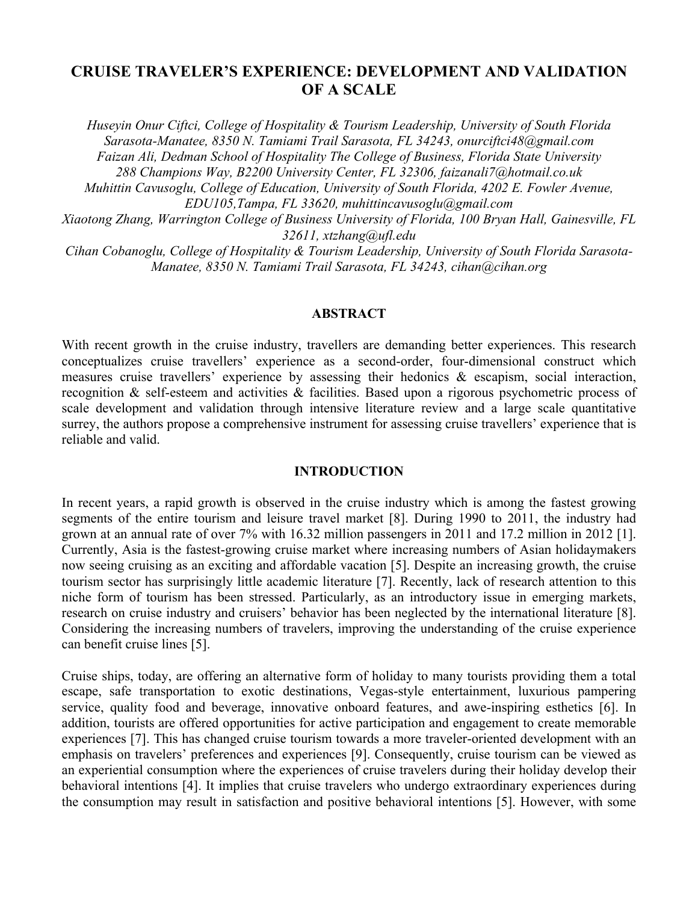# CRUISE TRAVELER'S EXPERIENCE: DEVELOPMENT AND VALIDATION OF A SCALE

*Huseyin Onur Ciftci, College of Hospitality & Tourism Leadership, University of South Florida Sarasota-Manatee, 8350 N. Tamiami Trail Sarasota, FL 34243, onurciftci48@gmail.com*
*Faizan Ali, Dedman School of Hospitality The College of Business, Florida State University 288 Champions Way, B2200 University Center, FL 32306, faizanali7@hotmail.co.uk*
*Muhittin Cavusoglu, College of Education, University of South Florida, 4202 E. Fowler Avenue, EDU105,Tampa, FL 33620, muhittincavusoglu@gmail.com*
*Xiaotong Zhang, Warrington College of Business University of Florida, 100 Bryan Hall, Gainesville, FL 32611, xtzhang@ufl.edu*
*Cihan Cobanoglu, College of Hospitality & Tourism Leadership, University of South Florida Sarasota-Manatee, 8350 N. Tamiami Trail Sarasota, FL 34243, cihan@cihan.org*

## ABSTRACT

With recent growth in the cruise industry, travellers are demanding better experiences. This research conceptualizes cruise travellers' experience as a second-order, four-dimensional construct which measures cruise travellers' experience by assessing their hedonics & escapism, social interaction, recognition & self-esteem and activities & facilities. Based upon a rigorous psychometric process of scale development and validation through intensive literature review and a large scale quantitative surrey, the authors propose a comprehensive instrument for assessing cruise travellers' experience that is reliable and valid.

## INTRODUCTION

In recent years, a rapid growth is observed in the cruise industry which is among the fastest growing segments of the entire tourism and leisure travel market [8]. During 1990 to 2011, the industry had grown at an annual rate of over 7% with 16.32 million passengers in 2011 and 17.2 million in 2012 [1]. Currently, Asia is the fastest-growing cruise market where increasing numbers of Asian holidaymakers now seeing cruising as an exciting and affordable vacation [5]. Despite an increasing growth, the cruise tourism sector has surprisingly little academic literature [7]. Recently, lack of research attention to this niche form of tourism has been stressed. Particularly, as an introductory issue in emerging markets, research on cruise industry and cruisers' behavior has been neglected by the international literature [8]. Considering the increasing numbers of travelers, improving the understanding of the cruise experience can benefit cruise lines [5].

Cruise ships, today, are offering an alternative form of holiday to many tourists providing them a total escape, safe transportation to exotic destinations, Vegas-style entertainment, luxurious pampering service, quality food and beverage, innovative onboard features, and awe-inspiring esthetics [6]. In addition, tourists are offered opportunities for active participation and engagement to create memorable experiences [7]. This has changed cruise tourism towards a more traveler-oriented development with an emphasis on travelers' preferences and experiences [9]. Consequently, cruise tourism can be viewed as an experiential consumption where the experiences of cruise travelers during their holiday develop their behavioral intentions [4]. It implies that cruise travelers who undergo extraordinary experiences during the consumption may result in satisfaction and positive behavioral intentions [5]. However, with some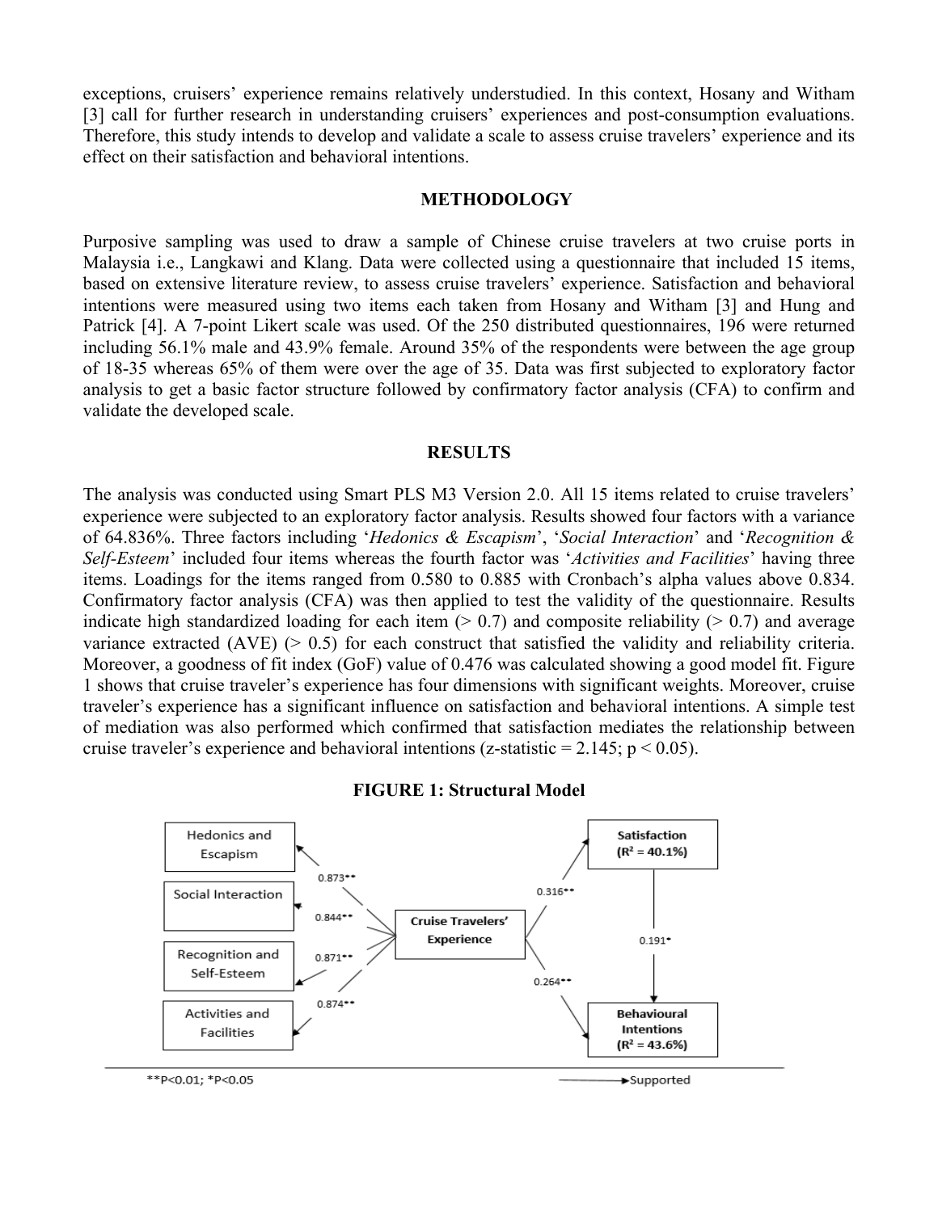exceptions, cruisers' experience remains relatively understudied. In this context, Hosany and Witham [3] call for further research in understanding cruisers' experiences and post-consumption evaluations. Therefore, this study intends to develop and validate a scale to assess cruise travelers' experience and its effect on their satisfaction and behavioral intentions.

## METHODOLOGY

Purposive sampling was used to draw a sample of Chinese cruise travelers at two cruise ports in Malaysia i.e., Langkawi and Klang. Data were collected using a questionnaire that included 15 items, based on extensive literature review, to assess cruise travelers' experience. Satisfaction and behavioral intentions were measured using two items each taken from Hosany and Witham [3] and Hung and Patrick [4]. A 7-point Likert scale was used. Of the 250 distributed questionnaires, 196 were returned including 56.1% male and 43.9% female. Around 35% of the respondents were between the age group of 18-35 whereas 65% of them were over the age of 35. Data was first subjected to exploratory factor analysis to get a basic factor structure followed by confirmatory factor analysis (CFA) to confirm and validate the developed scale.

## RESULTS

The analysis was conducted using Smart PLS M3 Version 2.0. All 15 items related to cruise travelers' experience were subjected to an exploratory factor analysis. Results showed four factors with a variance of 64.836%. Three factors including '*Hedonics & Escapism*', '*Social Interaction*' and '*Recognition & Self-Esteem*' included four items whereas the fourth factor was '*Activities and Facilities*' having three items. Loadings for the items ranged from 0.580 to 0.885 with Cronbach's alpha values above 0.834. Confirmatory factor analysis (CFA) was then applied to test the validity of the questionnaire. Results indicate high standardized loading for each item (> 0.7) and composite reliability (> 0.7) and average variance extracted (AVE) (> 0.5) for each construct that satisfied the validity and reliability criteria. Moreover, a goodness of fit index (GoF) value of 0.476 was calculated showing a good model fit. Figure 1 shows that cruise traveler's experience has four dimensions with significant weights. Moreover, cruise traveler's experience has a significant influence on satisfaction and behavioral intentions. A simple test of mediation was also performed which confirmed that satisfaction mediates the relationship between cruise traveler's experience and behavioral intentions (z-statistic = 2.145; $p < 0.05$).

**FIGURE 1: Structural Model**

Hedonics and Escapism — 0.873**
Social Interaction — 0.844**
Recognition and Self-Esteem — 0.871**
Activities and Facilities — 0.874**

Cruise Travelers' Experience → Satisfaction ($R^2$ = 40.1%): 0.316**
Cruise Travelers' Experience → Behavioural Intentions ($R^2$ = 43.6%): 0.264**
Satisfaction → Behavioural Intentions: 0.191*

**P<0.01; *P<0.05 —— Supported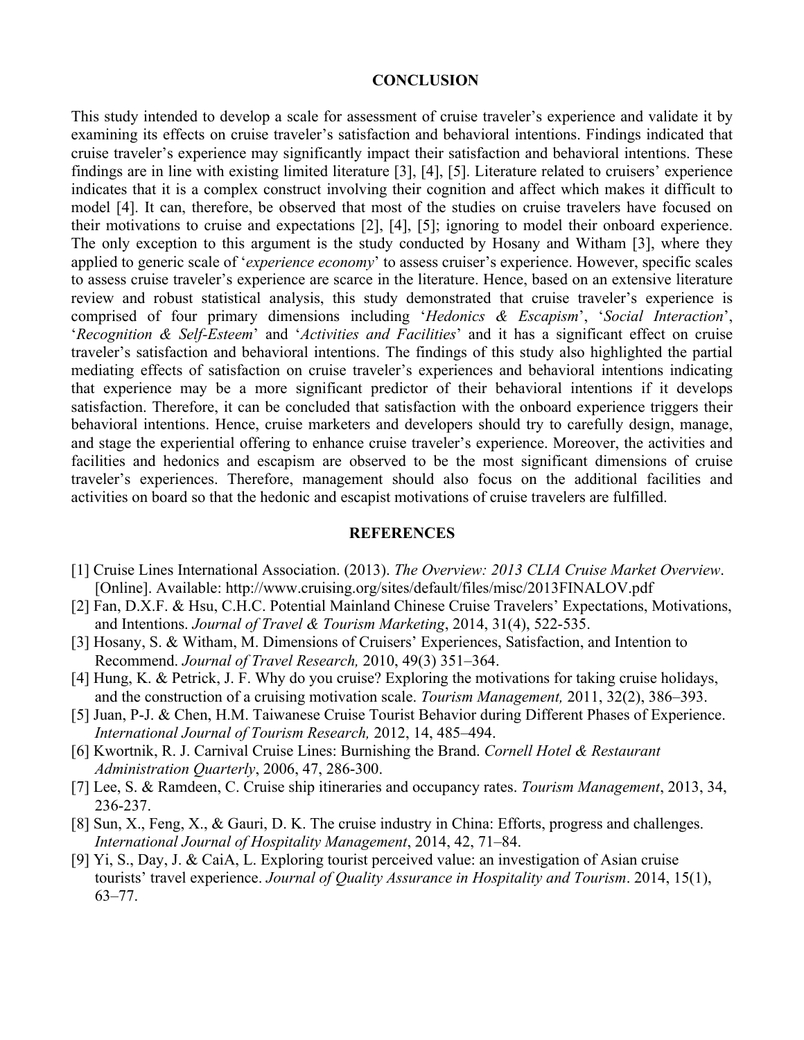## CONCLUSION

This study intended to develop a scale for assessment of cruise traveler's experience and validate it by examining its effects on cruise traveler's satisfaction and behavioral intentions. Findings indicated that cruise traveler's experience may significantly impact their satisfaction and behavioral intentions. These findings are in line with existing limited literature [3], [4], [5]. Literature related to cruisers' experience indicates that it is a complex construct involving their cognition and affect which makes it difficult to model [4]. It can, therefore, be observed that most of the studies on cruise travelers have focused on their motivations to cruise and expectations [2], [4], [5]; ignoring to model their onboard experience. The only exception to this argument is the study conducted by Hosany and Witham [3], where they applied to generic scale of '*experience economy*' to assess cruiser's experience. However, specific scales to assess cruise traveler's experience are scarce in the literature. Hence, based on an extensive literature review and robust statistical analysis, this study demonstrated that cruise traveler's experience is comprised of four primary dimensions including '*Hedonics & Escapism*', '*Social Interaction*', '*Recognition & Self-Esteem*' and '*Activities and Facilities*' and it has a significant effect on cruise traveler's satisfaction and behavioral intentions. The findings of this study also highlighted the partial mediating effects of satisfaction on cruise traveler's experiences and behavioral intentions indicating that experience may be a more significant predictor of their behavioral intentions if it develops satisfaction. Therefore, it can be concluded that satisfaction with the onboard experience triggers their behavioral intentions. Hence, cruise marketers and developers should try to carefully design, manage, and stage the experiential offering to enhance cruise traveler's experience. Moreover, the activities and facilities and hedonics and escapism are observed to be the most significant dimensions of cruise traveler's experiences. Therefore, management should also focus on the additional facilities and activities on board so that the hedonic and escapist motivations of cruise travelers are fulfilled.

## REFERENCES

[1] Cruise Lines International Association. (2013). *The Overview: 2013 CLIA Cruise Market Overview*. [Online]. Available: http://www.cruising.org/sites/default/files/misc/2013FINALOV.pdf

[2] Fan, D.X.F. & Hsu, C.H.C. Potential Mainland Chinese Cruise Travelers' Expectations, Motivations, and Intentions. *Journal of Travel & Tourism Marketing*, 2014, 31(4), 522-535.

[3] Hosany, S. & Witham, M. Dimensions of Cruisers' Experiences, Satisfaction, and Intention to Recommend. *Journal of Travel Research,* 2010, 49(3) 351–364.

[4] Hung, K. & Petrick, J. F. Why do you cruise? Exploring the motivations for taking cruise holidays, and the construction of a cruising motivation scale. *Tourism Management,* 2011, 32(2), 386–393.

[5] Juan, P-J. & Chen, H.M. Taiwanese Cruise Tourist Behavior during Different Phases of Experience. *International Journal of Tourism Research,* 2012, 14, 485–494.

[6] Kwortnik, R. J. Carnival Cruise Lines: Burnishing the Brand. *Cornell Hotel & Restaurant Administration Quarterly*, 2006, 47, 286-300.

[7] Lee, S. & Ramdeen, C. Cruise ship itineraries and occupancy rates. *Tourism Management*, 2013, 34, 236-237.

[8] Sun, X., Feng, X., & Gauri, D. K. The cruise industry in China: Efforts, progress and challenges. *International Journal of Hospitality Management*, 2014, 42, 71–84.

[9] Yi, S., Day, J. & CaiA, L. Exploring tourist perceived value: an investigation of Asian cruise tourists' travel experience. *Journal of Quality Assurance in Hospitality and Tourism*. 2014, 15(1), 63–77.